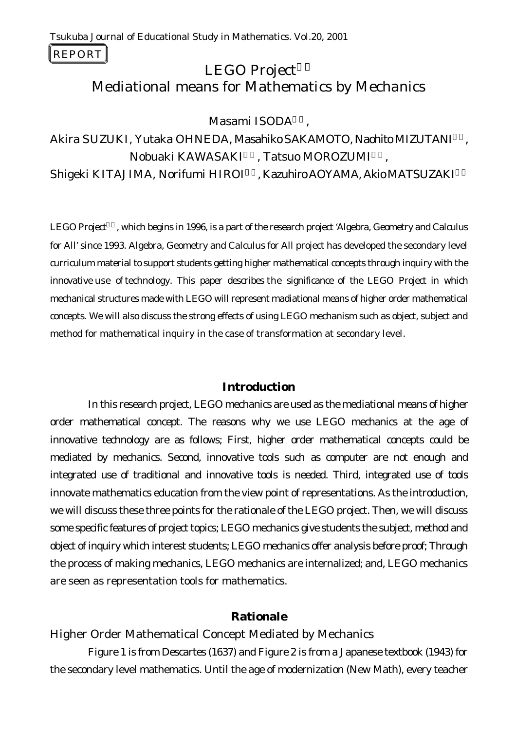Tsukuba Journal of Educational Study in Mathematics. Vol.20, 2001

REPORT

# LEGO Project

## Mediational means for Mathematics by Mechanics

Masami ISODA,

Akira SUZUKI, Yutaka OHNEDA, Masahiko SAKAMOTO, Naohito MIZUTANI,
Nobuaki KAWASAKI, Tatsuo MOROZUMI,
Shigeki KITAJIMA, Norifumi HIROI, Kazuhiro AOYAMA, Akio MATSUZAKI

LEGO Project, which begins in 1996, is a part of the research project 'Algebra, Geometry and Calculus for All' since 1993. Algebra, Geometry and Calculus for All project has developed the secondary level curriculum material to support students getting higher mathematical concepts through inquiry with the innovative use of technology. This paper describes the significance of the LEGO Project in which mechanical structures made with LEGO will represent madiational means of higher order mathematical concepts. We will also discuss the strong effects of using LEGO mechanism such as object, subject and method for mathematical inquiry in the case of transformation at secondary level.

### Introduction

In this research project, LEGO mechanics are used as the mediational means of higher order mathematical concept. The reasons why we use LEGO mechanics at the age of innovative technology are as follows; First, higher order mathematical concepts could be mediated by mechanics. Second, innovative tools such as computer are not enough and integrated use of traditional and innovative tools is needed. Third, integrated use of tools innovate mathematics education from the view point of representations. As the introduction, we will discuss these three points for the rationale of the LEGO project. Then, we will discuss some specific features of project topics; LEGO mechanics give students the subject, method and object of inquiry which interest students; LEGO mechanics offer analysis before proof; Through the process of making mechanics, LEGO mechanics are internalized; and, LEGO mechanics are seen as representation tools for mathematics.

### Rationale

#### Higher Order Mathematical Concept Mediated by Mechanics

Figure 1 is from Descartes (1637) and Figure 2 is from a Japanese textbook (1943) for the secondary level mathematics. Until the age of modernization (New Math), every teacher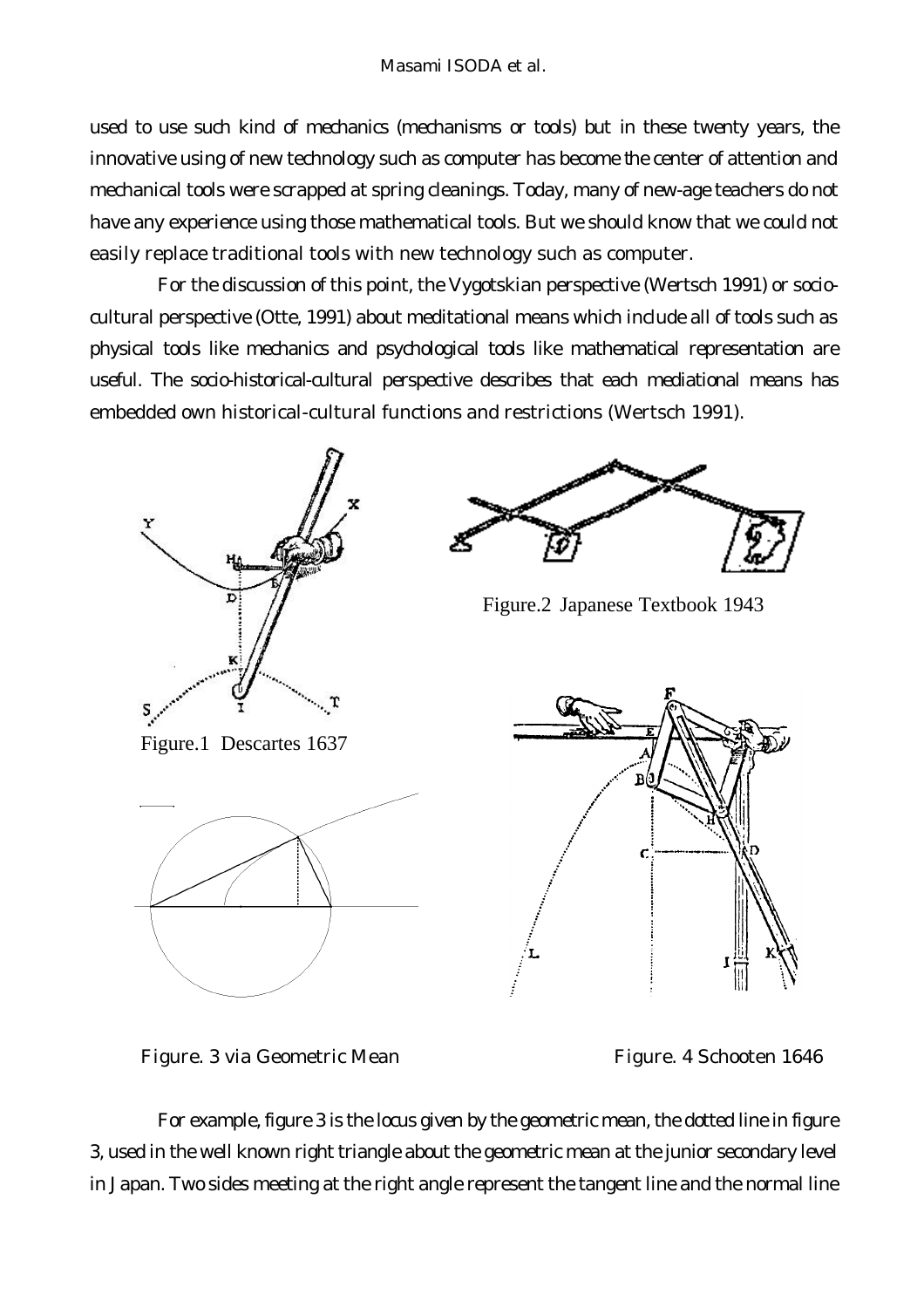used to use such kind of mechanics (mechanisms or tools) but in these twenty years, the innovative using of new technology such as computer has become the center of attention and mechanical tools were scrapped at spring cleanings. Today, many of new-age teachers do not have any experience using those mathematical tools. But we should know that we could not easily replace traditional tools with new technology such as computer.

For the discussion of this point, the Vygotskian perspective (Wertsch 1991) or socio-cultural perspective (Otte, 1991) about meditational means which include all of tools such as physical tools like mechanics and psychological tools like mathematical representation are useful. The socio-historical-cultural perspective describes that each mediational means has embedded own historical-cultural functions and restrictions (Wertsch 1991).

Figure.1 Descartes 1637

Figure.2 Japanese Textbook 1943

Figure. 3 via Geometric Mean

Figure. 4 Schooten 1646

For example, figure 3 is the locus given by the geometric mean, the dotted line in figure 3, used in the well known right triangle about the geometric mean at the junior secondary level in Japan. Two sides meeting at the right angle represent the tangent line and the normal line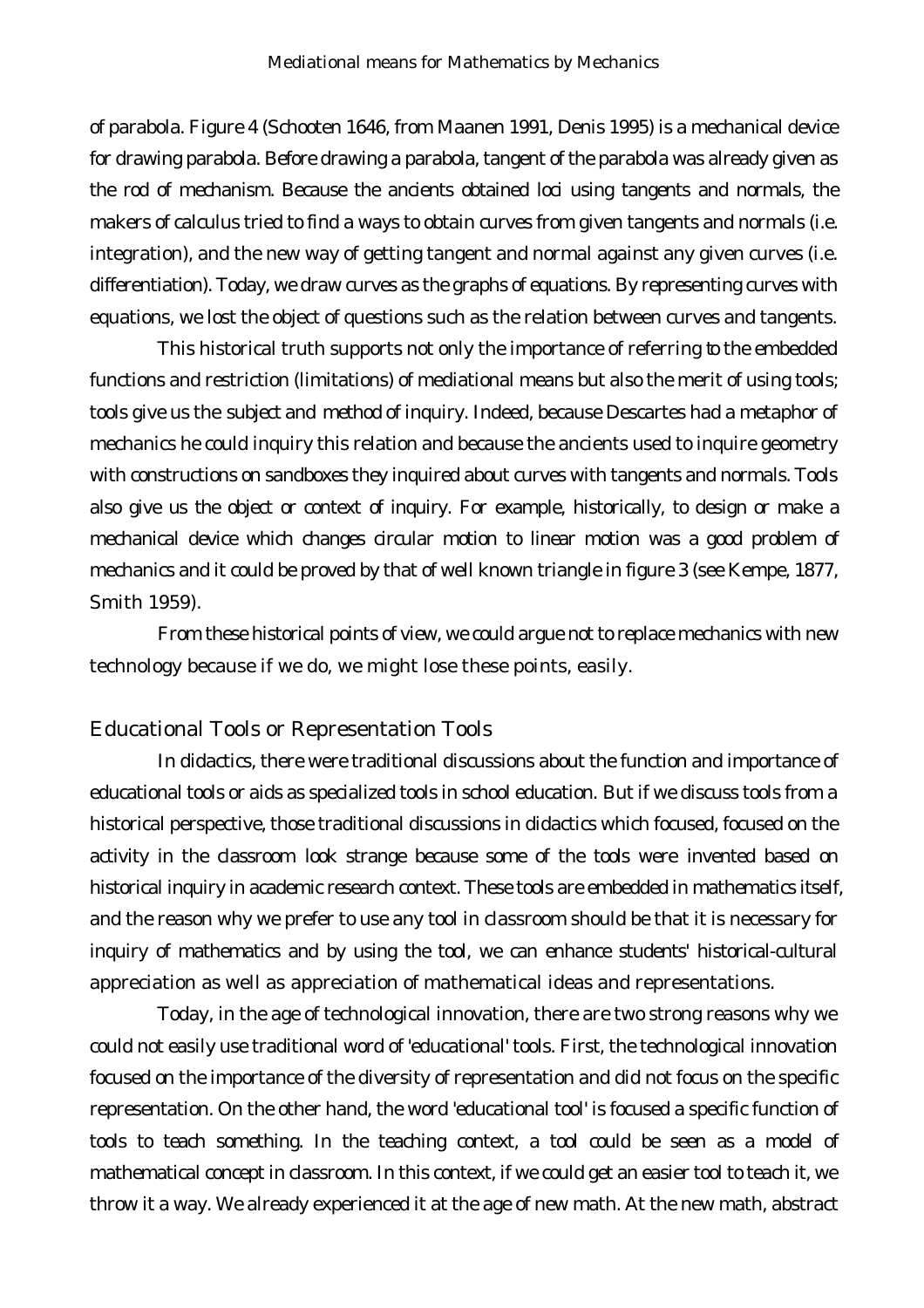of parabola. Figure 4 (Schooten 1646, from Maanen 1991, Denis 1995) is a mechanical device for drawing parabola. Before drawing a parabola, tangent of the parabola was already given as the rod of mechanism. Because the ancients obtained loci using tangents and normals, the makers of calculus tried to find a ways to obtain curves from given tangents and normals (i.e. integration), and the new way of getting tangent and normal against any given curves (i.e. differentiation). Today, we draw curves as the graphs of equations. By representing curves with equations, we lost the object of questions such as the relation between curves and tangents.

This historical truth supports not only the importance of referring to the embedded functions and restriction (limitations) of mediational means but also the merit of using tools; tools give us the subject and method of inquiry. Indeed, because Descartes had a metaphor of mechanics he could inquiry this relation and because the ancients used to inquire geometry with constructions on sandboxes they inquired about curves with tangents and normals. Tools also give us the object or context of inquiry. For example, historically, to design or make a mechanical device which changes circular motion to linear motion was a good problem of mechanics and it could be proved by that of well known triangle in figure 3 (see Kempe, 1877, Smith 1959).

From these historical points of view, we could argue not to replace mechanics with new technology because if we do, we might lose these points, easily.

## Educational Tools or Representation Tools

In didactics, there were traditional discussions about the function and importance of educational tools or aids as specialized tools in school education. But if we discuss tools from a historical perspective, those traditional discussions in didactics which focused, focused on the activity in the classroom look strange because some of the tools were invented based on historical inquiry in academic research context. These tools are embedded in mathematics itself, and the reason why we prefer to use any tool in classroom should be that it is necessary for inquiry of mathematics and by using the tool, we can enhance students' historical-cultural appreciation as well as appreciation of mathematical ideas and representations.

Today, in the age of technological innovation, there are two strong reasons why we could not easily use traditional word of 'educational' tools. First, the technological innovation focused on the importance of the diversity of representation and did not focus on the specific representation. On the other hand, the word 'educational tool' is focused a specific function of tools to teach something. In the teaching context, a tool could be seen as a model of mathematical concept in classroom. In this context, if we could get an easier tool to teach it, we throw it a way. We already experienced it at the age of new math. At the new math, abstract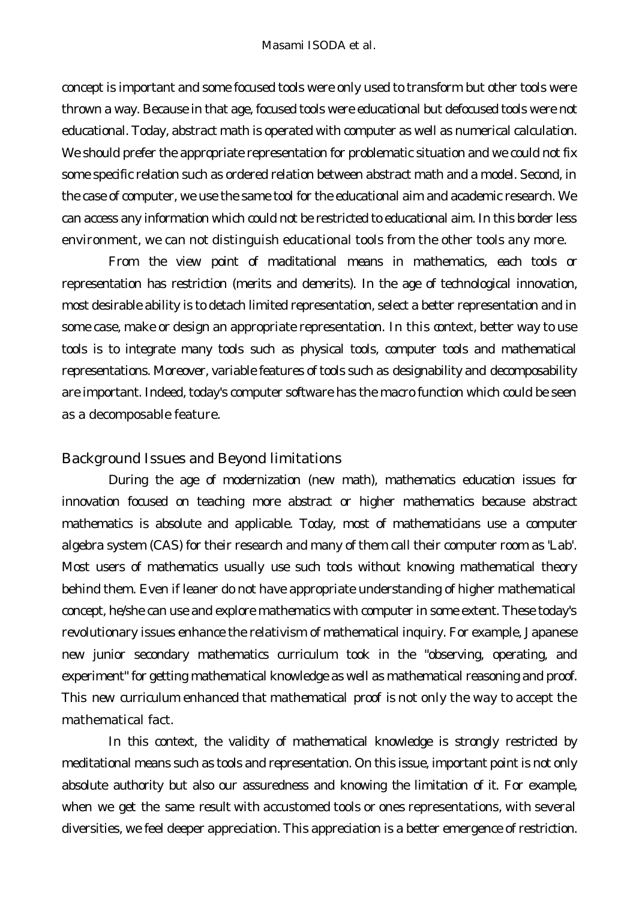concept is important and some focused tools were only used to transform but other tools were thrown a way. Because in that age, focused tools were educational but defocused tools were not educational. Today, abstract math is operated with computer as well as numerical calculation. We should prefer the appropriate representation for problematic situation and we could not fix some specific relation such as ordered relation between abstract math and a model. Second, in the case of computer, we use the same tool for the educational aim and academic research. We can access any information which could not be restricted to educational aim. In this border less environment, we can not distinguish educational tools from the other tools any more.

From the view point of maditational means in mathematics, each tools or representation has restriction (merits and demerits). In the age of technological innovation, most desirable ability is to detach limited representation, select a better representation and in some case, make or design an appropriate representation. In this context, better way to use tools is to integrate many tools such as physical tools, computer tools and mathematical representations. Moreover, variable features of tools such as designability and decomposability are important. Indeed, today's computer software has the macro function which could be seen as a decomposable feature.

## Background Issues and Beyond limitations

During the age of modernization (new math), mathematics education issues for innovation focused on teaching more abstract or higher mathematics because abstract mathematics is absolute and applicable. Today, most of mathematicians use a computer algebra system (CAS) for their research and many of them call their computer room as 'Lab'. Most users of mathematics usually use such tools without knowing mathematical theory behind them. Even if leaner do not have appropriate understanding of higher mathematical concept, he/she can use and explore mathematics with computer in some extent. These today's revolutionary issues enhance the relativism of mathematical inquiry. For example, Japanese new junior secondary mathematics curriculum took in the "observing, operating, and experiment" for getting mathematical knowledge as well as mathematical reasoning and proof. This new curriculum enhanced that mathematical proof is not only the way to accept the mathematical fact.

In this context, the validity of mathematical knowledge is strongly restricted by meditational means such as tools and representation. On this issue, important point is not only absolute authority but also our assuredness and knowing the limitation of it. For example, when we get the same result with accustomed tools or ones representations, with several diversities, we feel deeper appreciation. This appreciation is a better emergence of restriction.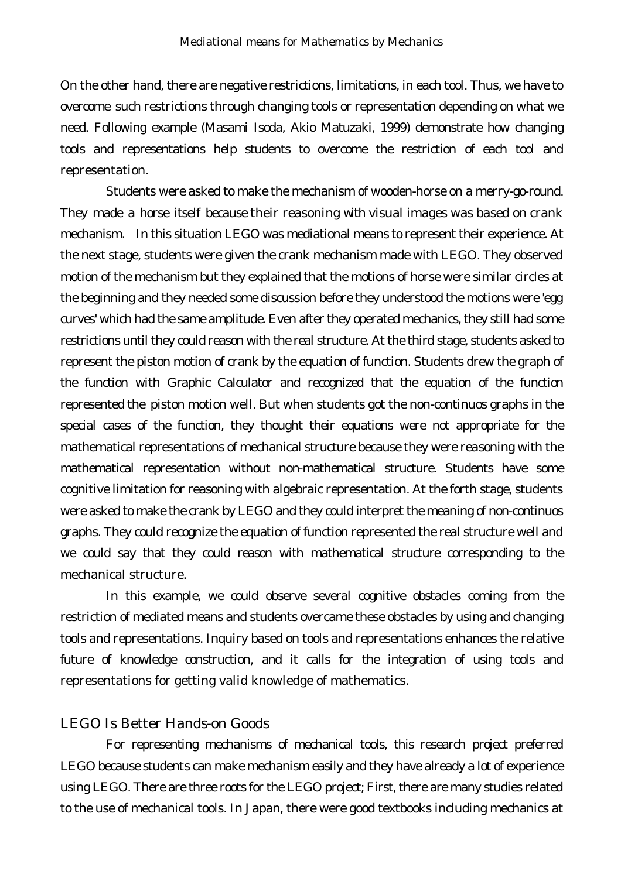On the other hand, there are negative restrictions, limitations, in each tool. Thus, we have to overcome such restrictions through changing tools or representation depending on what we need. Following example (Masami Isoda, Akio Matuzaki, 1999) demonstrate how changing tools and representations help students to overcome the restriction of each tool and representation.

Students were asked to make the mechanism of wooden-horse on a merry-go-round. They made a horse itself because their reasoning with visual images was based on crank mechanism. In this situation LEGO was mediational means to represent their experience. At the next stage, students were given the crank mechanism made with LEGO. They observed motion of the mechanism but they explained that the motions of horse were similar circles at the beginning and they needed some discussion before they understood the motions were 'egg curves' which had the same amplitude. Even after they operated mechanics, they still had some restrictions until they could reason with the real structure. At the third stage, students asked to represent the piston motion of crank by the equation of function. Students drew the graph of the function with Graphic Calculator and recognized that the equation of the function represented the piston motion well. But when students got the non-continuos graphs in the special cases of the function, they thought their equations were not appropriate for the mathematical representations of mechanical structure because they were reasoning with the mathematical representation without non-mathematical structure. Students have some cognitive limitation for reasoning with algebraic representation. At the forth stage, students were asked to make the crank by LEGO and they could interpret the meaning of non-continuos graphs. They could recognize the equation of function represented the real structure well and we could say that they could reason with mathematical structure corresponding to the mechanical structure.

In this example, we could observe several cognitive obstacles coming from the restriction of mediated means and students overcame these obstacles by using and changing tools and representations. Inquiry based on tools and representations enhances the relative future of knowledge construction, and it calls for the integration of using tools and representations for getting valid knowledge of mathematics.

## LEGO Is Better Hands-on Goods

For representing mechanisms of mechanical tools, this research project preferred LEGO because students can make mechanism easily and they have already a lot of experience using LEGO. There are three roots for the LEGO project; First, there are many studies related to the use of mechanical tools. In Japan, there were good textbooks including mechanics at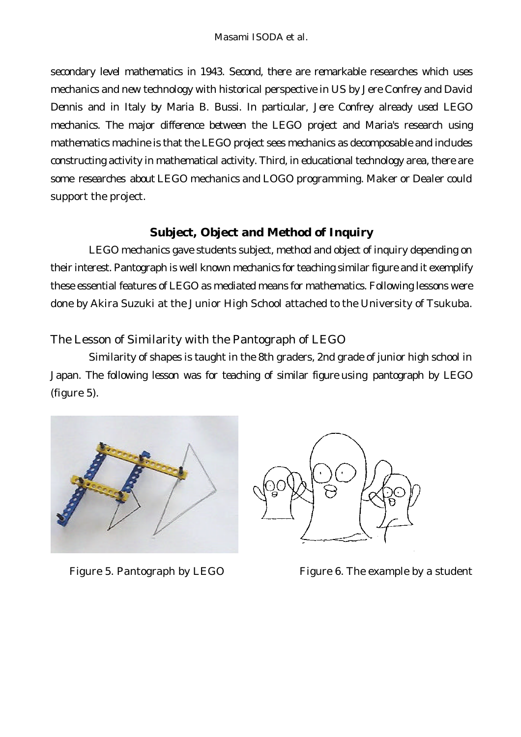secondary level mathematics in 1943. Second, there are remarkable researches which uses mechanics and new technology with historical perspective in US by Jere Confrey and David Dennis and in Italy by Maria B. Bussi. In particular, Jere Confrey already used LEGO mechanics. The major difference between the LEGO project and Maria's research using mathematics machine is that the LEGO project sees mechanics as decomposable and includes constructing activity in mathematical activity. Third, in educational technology area, there are some researches about LEGO mechanics and LOGO programming. Maker or Dealer could support the project.

## Subject, Object and Method of Inquiry

LEGO mechanics gave students subject, method and object of inquiry depending on their interest. Pantograph is well known mechanics for teaching similar figure and it exemplify these essential features of LEGO as mediated means for mathematics. Following lessons were done by Akira Suzuki at the Junior High School attached to the University of Tsukuba.

### The Lesson of Similarity with the Pantograph of LEGO

Similarity of shapes is taught in the 8th graders, 2nd grade of junior high school in Japan. The following lesson was for teaching of similar figure using pantograph by LEGO (figure 5).

Figure 5. Pantograph by LEGO

Figure 6. The example by a student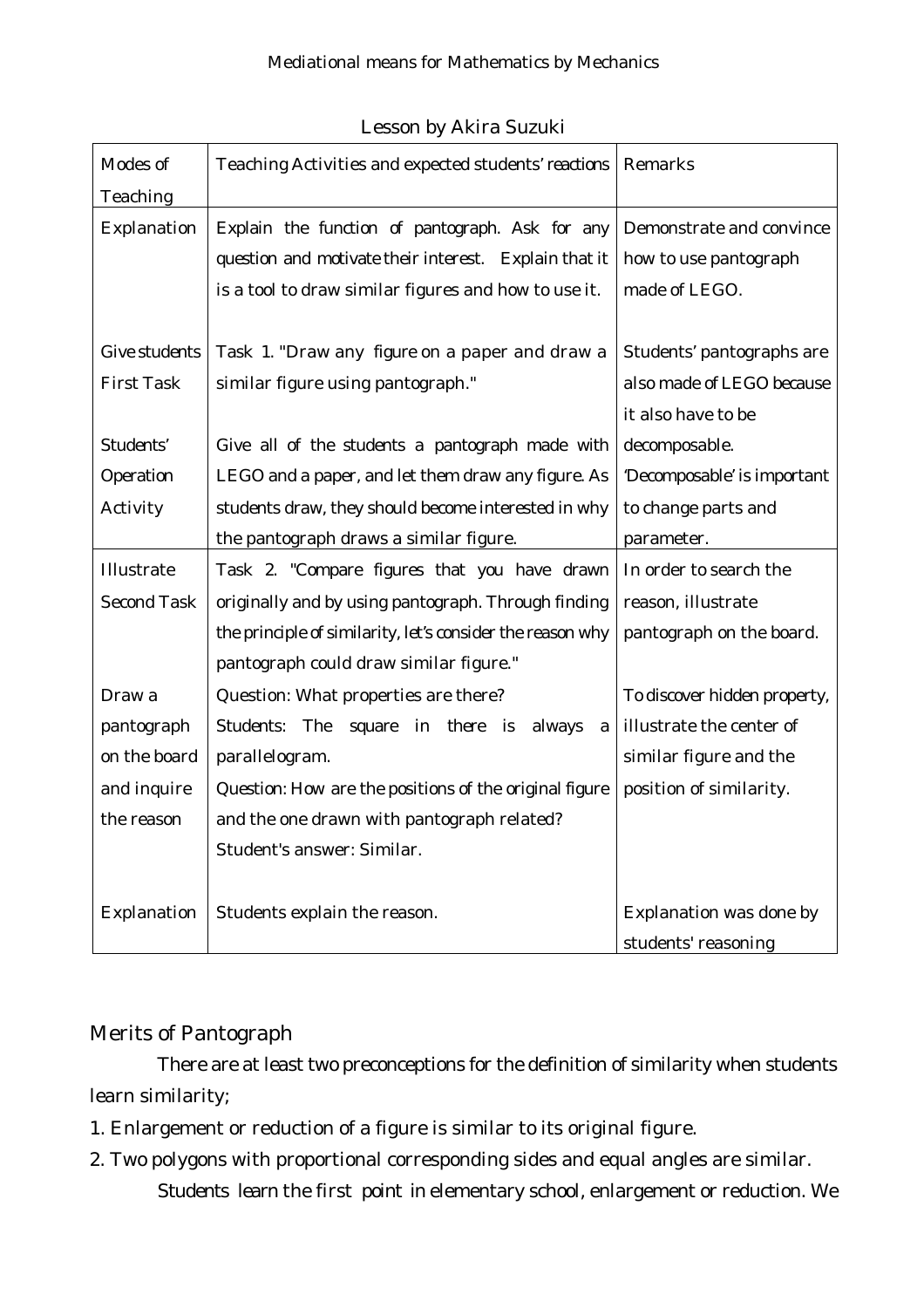Lesson by Akira Suzuki

| Modes of Teaching | Teaching Activities and expected students' reactions | Remarks |
| --- | --- | --- |
| Explanation | Explain the function of pantograph. Ask for any question and motivate their interest. Explain that it is a tool to draw similar figures and how to use it. | Demonstrate and convince how to use pantograph made of LEGO. |
| Give students First Task | Task 1. "Draw any figure on a paper and draw a similar figure using pantograph." | Students' pantographs are also made of LEGO because it also have to be decomposable. |
| Students' Operation Activity | Give all of the students a pantograph made with LEGO and a paper, and let them draw any figure. As students draw, they should become interested in why the pantograph draws a similar figure. | 'Decomposable' is important to change parts and parameter. |
| Illustrate Second Task | Task 2. "Compare figures that you have drawn originally and by using pantograph. Through finding the principle of similarity, let's consider the reason why pantograph could draw similar figure." | In order to search the reason, illustrate pantograph on the board. |
| Draw a pantograph on the board and inquire the reason | Question: What properties are there?<br>Students: The square in there is always a parallelogram.<br>Question: How are the positions of the original figure and the one drawn with pantograph related?<br>Student's answer: Similar. | To discover hidden property, illustrate the center of similar figure and the position of similarity. |
| Explanation | Students explain the reason. | Explanation was done by students' reasoning |

## Merits of Pantograph

There are at least two preconceptions for the definition of similarity when students learn similarity;

1. Enlargement or reduction of a figure is similar to its original figure.
2. Two polygons with proportional corresponding sides and equal angles are similar.

Students learn the first point in elementary school, enlargement or reduction. We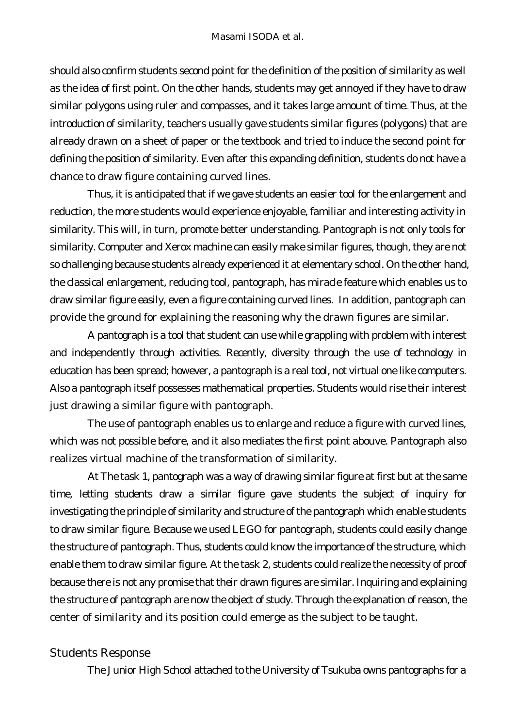should also confirm students second point for the definition of the position of similarity as well as the idea of first point. On the other hands, students may get annoyed if they have to draw similar polygons using ruler and compasses, and it takes large amount of time. Thus, at the introduction of similarity, teachers usually gave students similar figures (polygons) that are already drawn on a sheet of paper or the textbook and tried to induce the second point for defining the position of similarity. Even after this expanding definition, students do not have a chance to draw figure containing curved lines.

Thus, it is anticipated that if we gave students an easier tool for the enlargement and reduction, the more students would experience enjoyable, familiar and interesting activity in similarity. This will, in turn, promote better understanding. Pantograph is not only tools for similarity. Computer and Xerox machine can easily make similar figures, though, they are not so challenging because students already experienced it at elementary school. On the other hand, the classical enlargement, reducing tool, pantograph, has miracle feature which enables us to draw similar figure easily, even a figure containing curved lines. In addition, pantograph can provide the ground for explaining the reasoning why the drawn figures are similar.

A pantograph is a tool that student can use while grappling with problem with interest and independently through activities. Recently, diversity through the use of technology in education has been spread; however, a pantograph is a real tool, not virtual one like computers. Also a pantograph itself possesses mathematical properties. Students would rise their interest just drawing a similar figure with pantograph.

The use of pantograph enables us to enlarge and reduce a figure with curved lines, which was not possible before, and it also mediates the first point abouve. Pantograph also realizes virtual machine of the transformation of similarity.

At The task 1, pantograph was a way of drawing similar figure at first but at the same time, letting students draw a similar figure gave students the subject of inquiry for investigating the principle of similarity and structure of the pantograph which enable students to draw similar figure. Because we used LEGO for pantograph, students could easily change the structure of pantograph. Thus, students could know the importance of the structure, which enable them to draw similar figure. At the task 2, students could realize the necessity of proof because there is not any promise that their drawn figures are similar. Inquiring and explaining the structure of pantograph are now the object of study. Through the explanation of reason, the center of similarity and its position could emerge as the subject to be taught.

## Students Response

The Junior High School attached to the University of Tsukuba owns pantographs for a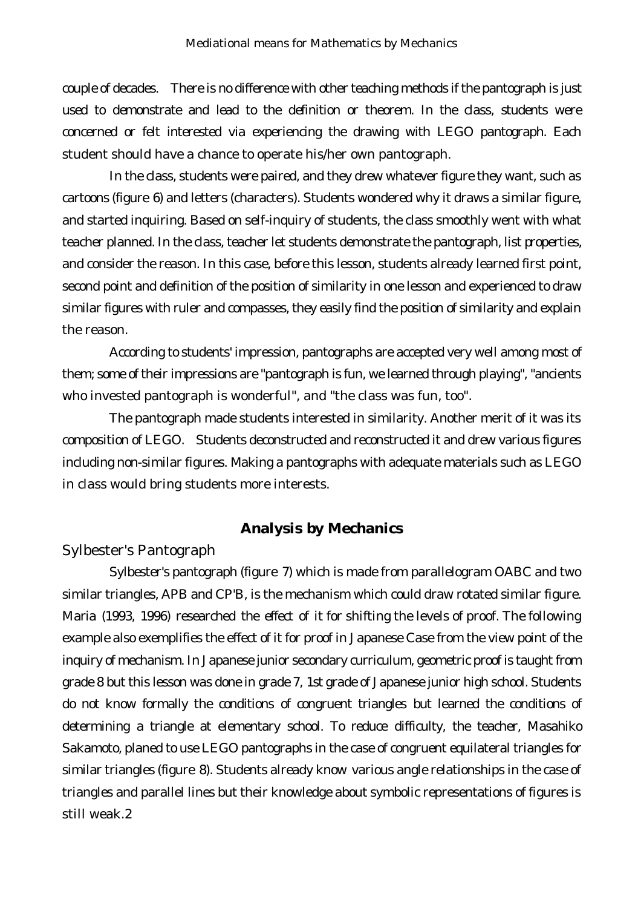couple of decades. There is no difference with other teaching methods if the pantograph is just used to demonstrate and lead to the definition or theorem. In the class, students were concerned or felt interested via experiencing the drawing with LEGO pantograph. Each student should have a chance to operate his/her own pantograph.

In the class, students were paired, and they drew whatever figure they want, such as cartoons (figure 6) and letters (characters). Students wondered why it draws a similar figure, and started inquiring. Based on self-inquiry of students, the class smoothly went with what teacher planned. In the class, teacher let students demonstrate the pantograph, list properties, and consider the reason. In this case, before this lesson, students already learned first point, second point and definition of the position of similarity in one lesson and experienced to draw similar figures with ruler and compasses, they easily find the position of similarity and explain the reason.

According to students' impression, pantographs are accepted very well among most of them; some of their impressions are "pantograph is fun, we learned through playing", "ancients who invested pantograph is wonderful", and "the class was fun, too".

The pantograph made students interested in similarity. Another merit of it was its composition of LEGO. Students deconstructed and reconstructed it and drew various figures including non-similar figures. Making a pantographs with adequate materials such as LEGO in class would bring students more interests.

## Analysis by Mechanics

### Sylbester's Pantograph

Sylbester's pantograph (figure 7) which is made from parallelogram OABC and two similar triangles, APB and CP'B, is the mechanism which could draw rotated similar figure. Maria (1993, 1996) researched the effect of it for shifting the levels of proof. The following example also exemplifies the effect of it for proof in Japanese Case from the view point of the inquiry of mechanism. In Japanese junior secondary curriculum, geometric proof is taught from grade 8 but this lesson was done in grade 7, 1st grade of Japanese junior high school. Students do not know formally the conditions of congruent triangles but learned the conditions of determining a triangle at elementary school. To reduce difficulty, the teacher, Masahiko Sakamoto, planed to use LEGO pantographs in the case of congruent equilateral triangles for similar triangles (figure 8). Students already know various angle relationships in the case of triangles and parallel lines but their knowledge about symbolic representations of figures is still weak.2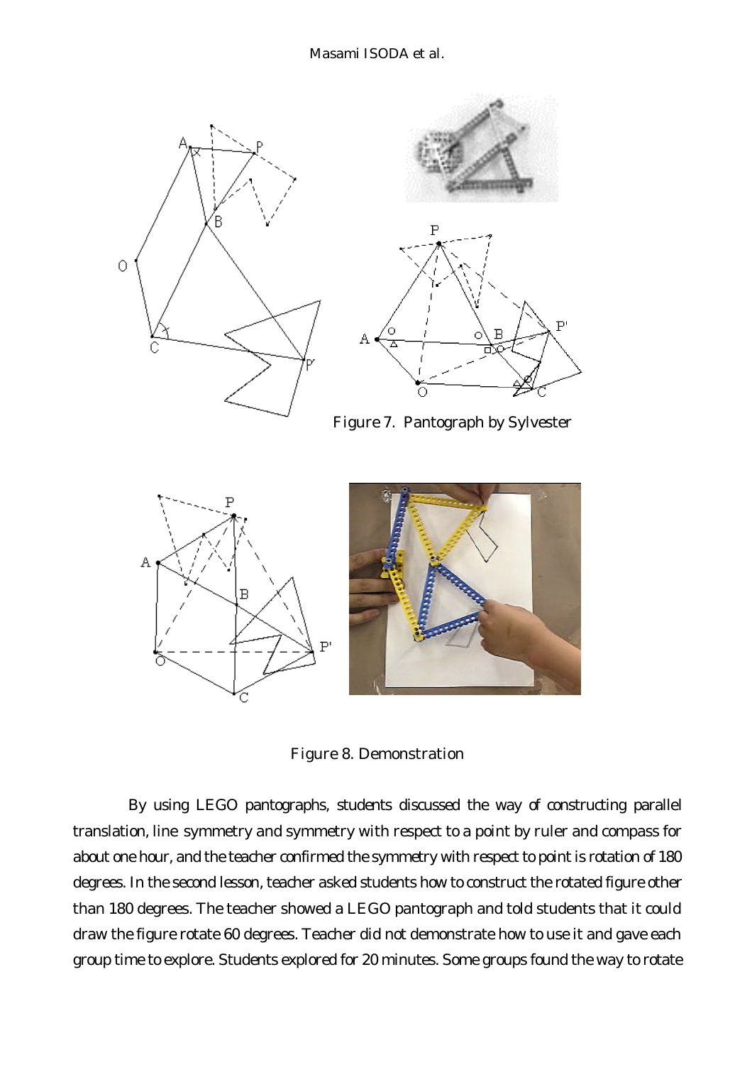Figure 7. Pantograph by Sylvester

Figure 8. Demonstration

By using LEGO pantographs, students discussed the way of constructing parallel translation, line symmetry and symmetry with respect to a point by ruler and compass for about one hour, and the teacher confirmed the symmetry with respect to point is rotation of 180 degrees. In the second lesson, teacher asked students how to construct the rotated figure other than 180 degrees. The teacher showed a LEGO pantograph and told students that it could draw the figure rotate 60 degrees. Teacher did not demonstrate how to use it and gave each group time to explore. Students explored for 20 minutes. Some groups found the way to rotate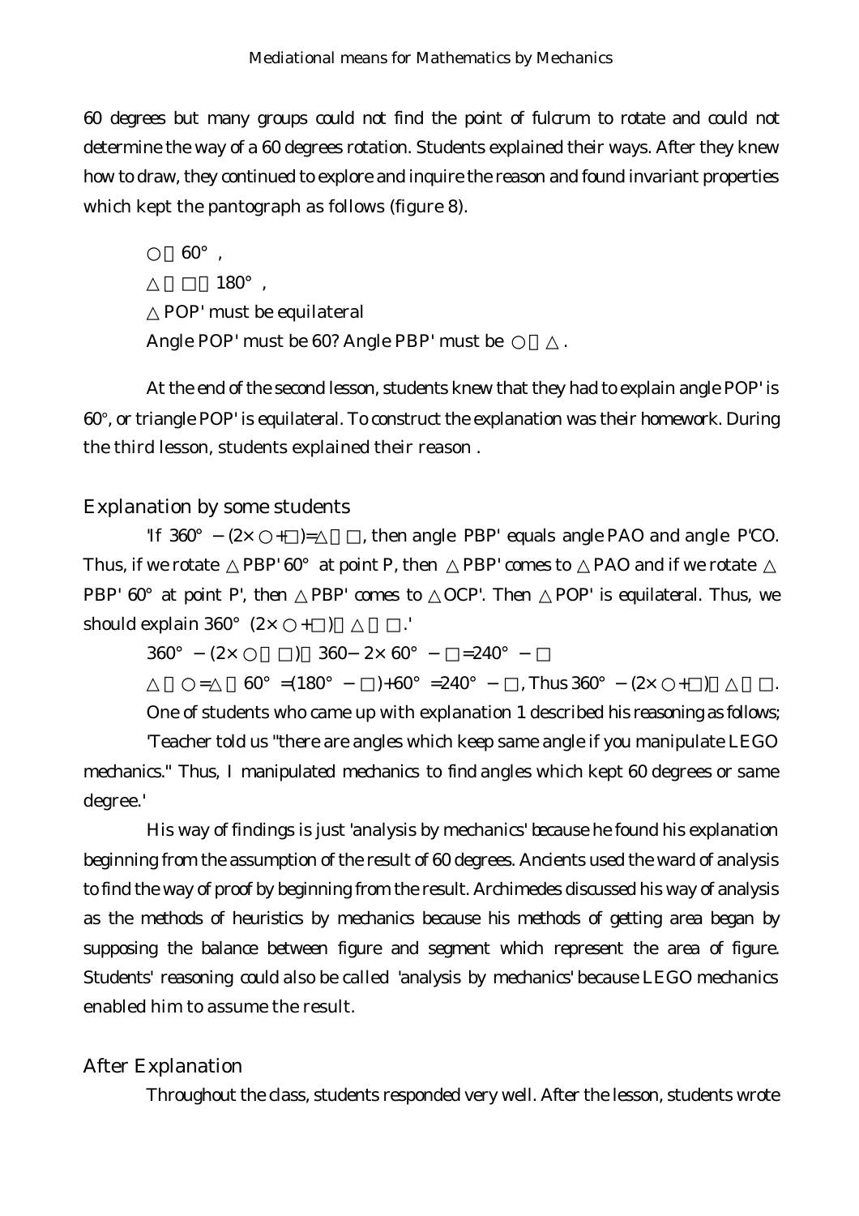60 degrees but many groups could not find the point of fulcrum to rotate and could not determine the way of a 60 degrees rotation. Students explained their ways. After they knew how to draw, they continued to explore and inquire the reason and found invariant properties which kept the pantograph as follows (figure 8).

○ 60°,

△ □ 180°,

△POP' must be equilateral

Angle POP' must be 60? Angle PBP' must be ○ △.

At the end of the second lesson, students knew that they had to explain angle POP' is 60°, or triangle POP' is equilateral. To construct the explanation was their homework. During the third lesson, students explained their reason .

## Explanation by some students

'If 360° − (2× ○+□)= △ □, then angle PBP' equals angle PAO and angle P'CO. Thus, if we rotate △PBP' 60° at point P, then △PBP' comes to △PAO and if we rotate △PBP' 60° at point P', then △PBP' comes to △OCP'. Then △POP' is equilateral. Thus, we should explain 360° (2× ○+□) △ □.'

360° − (2× ○ □) 360− 2× 60° − □=240° − □

△ ○= △ 60° =(180° − □)+60° =240° − □, Thus 360° − (2× ○+□) △ □.

One of students who came up with explanation 1 described his reasoning as follows;

'Teacher told us "there are angles which keep same angle if you manipulate LEGO mechanics." Thus, I manipulated mechanics to find angles which kept 60 degrees or same degree.'

His way of findings is just 'analysis by mechanics' because he found his explanation beginning from the assumption of the result of 60 degrees. Ancients used the ward of analysis to find the way of proof by beginning from the result. Archimedes discussed his way of analysis as the methods of heuristics by mechanics because his methods of getting area began by supposing the balance between figure and segment which represent the area of figure. Students' reasoning could also be called 'analysis by mechanics' because LEGO mechanics enabled him to assume the result.

## After Explanation

Throughout the class, students responded very well. After the lesson, students wrote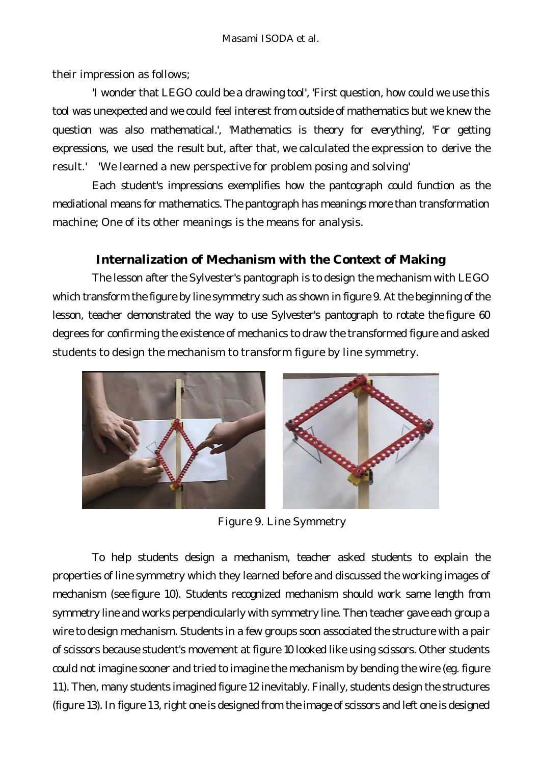their impression as follows;

'I wonder that LEGO could be a drawing tool', 'First question, how could we use this tool was unexpected and we could feel interest from outside of mathematics but we knew the question was also mathematical.', 'Mathematics is theory for everything', 'For getting expressions, we used the result but, after that, we calculated the expression to derive the result.' 'We learned a new perspective for problem posing and solving'

Each student's impressions exemplifies how the pantograph could function as the mediational means for mathematics. The pantograph has meanings more than transformation machine; One of its other meanings is the means for analysis.

## Internalization of Mechanism with the Context of Making

The lesson after the Sylvester's pantograph is to design the mechanism with LEGO which transform the figure by line symmetry such as shown in figure 9. At the beginning of the lesson, teacher demonstrated the way to use Sylvester's pantograph to rotate the figure 60 degrees for confirming the existence of mechanics to draw the transformed figure and asked students to design the mechanism to transform figure by line symmetry.

Figure 9. Line Symmetry

To help students design a mechanism, teacher asked students to explain the properties of line symmetry which they learned before and discussed the working images of mechanism (see figure 10). Students recognized mechanism should work same length from symmetry line and works perpendicularly with symmetry line. Then teacher gave each group a wire to design mechanism. Students in a few groups soon associated the structure with a pair of scissors because student's movement at figure 10 looked like using scissors. Other students could not imagine sooner and tried to imagine the mechanism by bending the wire (eg. figure 11). Then, many students imagined figure 12 inevitably. Finally, students design the structures (figure 13). In figure 13, right one is designed from the image of scissors and left one is designed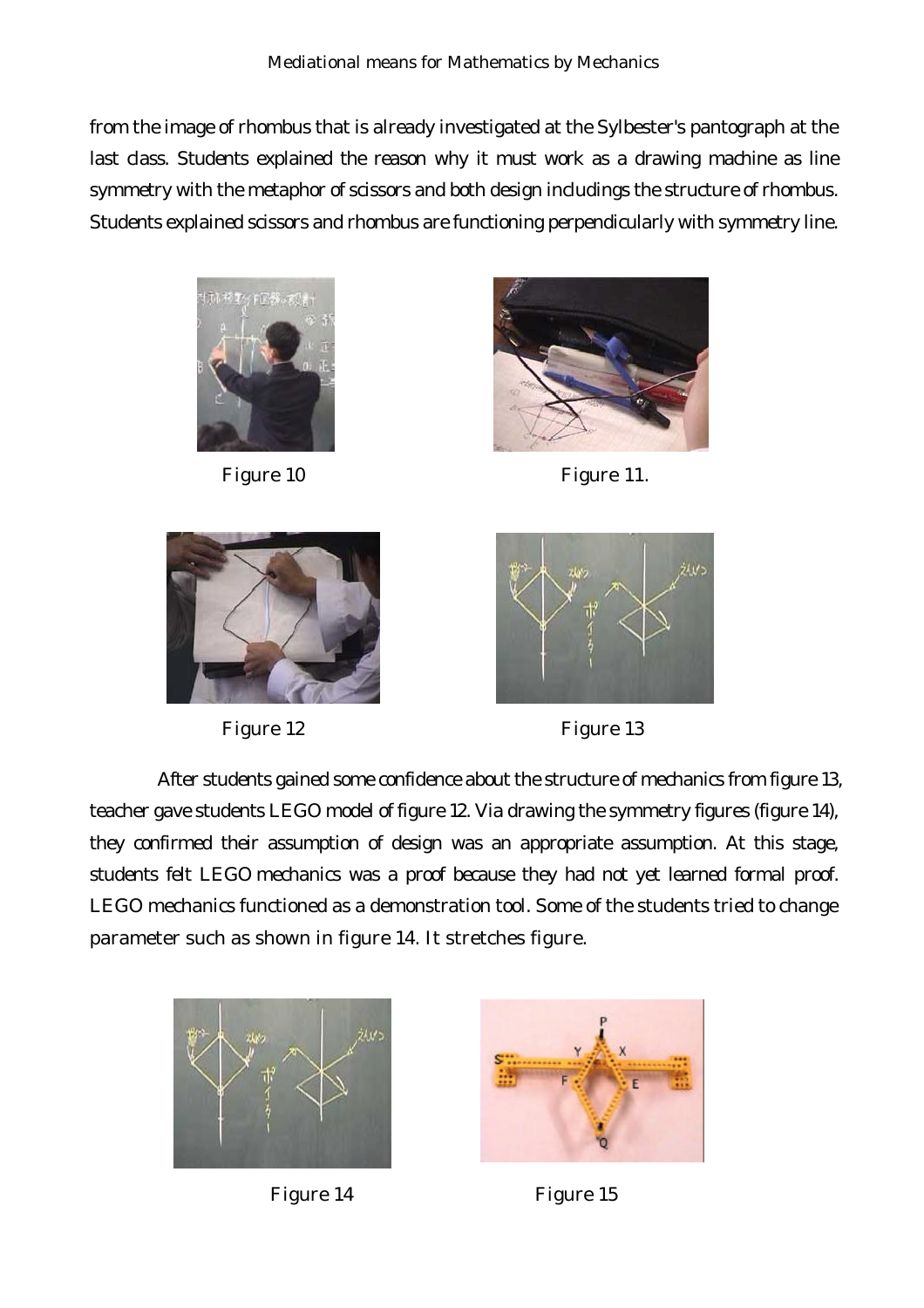from the image of rhombus that is already investigated at the Sylbester's pantograph at the last class. Students explained the reason why it must work as a drawing machine as line symmetry with the metaphor of scissors and both design includings the structure of rhombus. Students explained scissors and rhombus are functioning perpendicularly with symmetry line.

Figure 10

Figure 11.

Figure 12

Figure 13

After students gained some confidence about the structure of mechanics from figure 13, teacher gave students LEGO model of figure 12. Via drawing the symmetry figures (figure 14), they confirmed their assumption of design was an appropriate assumption. At this stage, students felt LEGO mechanics was a proof because they had not yet learned formal proof. LEGO mechanics functioned as a demonstration tool. Some of the students tried to change parameter such as shown in figure 14. It stretches figure.

Figure 14

Figure 15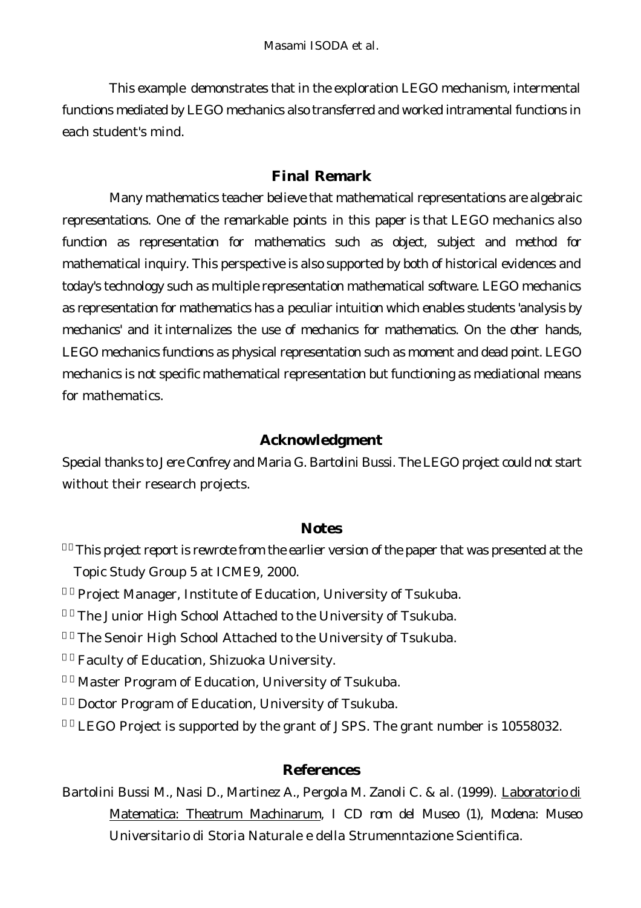This example demonstrates that in the exploration LEGO mechanism, intermental functions mediated by LEGO mechanics also transferred and worked intramental functions in each student's mind.

## Final Remark

Many mathematics teacher believe that mathematical representations are algebraic representations. One of the remarkable points in this paper is that LEGO mechanics also function as representation for mathematics such as object, subject and method for mathematical inquiry. This perspective is also supported by both of historical evidences and today's technology such as multiple representation mathematical software. LEGO mechanics as representation for mathematics has a peculiar intuition which enables students 'analysis by mechanics' and it internalizes the use of mechanics for mathematics. On the other hands, LEGO mechanics functions as physical representation such as moment and dead point. LEGO mechanics is not specific mathematical representation but functioning as mediational means for mathematics.

## Acknowledgment

Special thanks to Jere Confrey and Maria G. Bartolini Bussi. The LEGO project could not start without their research projects.

## Notes

- This project report is rewrote from the earlier version of the paper that was presented at the Topic Study Group 5 at ICME9, 2000.
- Project Manager, Institute of Education, University of Tsukuba.
- The Junior High School Attached to the University of Tsukuba.
- The Senoir High School Attached to the University of Tsukuba.
- Faculty of Education, Shizuoka University.
- Master Program of Education, University of Tsukuba.
- Doctor Program of Education, University of Tsukuba.
- LEGO Project is supported by the grant of JSPS. The grant number is 10558032.

## References

Bartolini Bussi M., Nasi D., Martinez A., Pergola M. Zanoli C. & al. (1999). Laboratorio di Matematica: Theatrum Machinarum, I CD rom del Museo (1), Modena: Museo Universitario di Storia Naturale e della Strumenntazione Scientifica.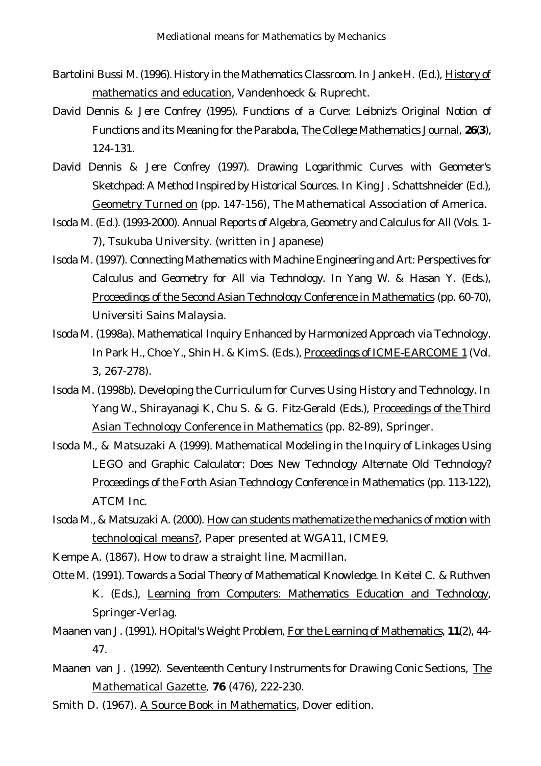Bartolini Bussi M. (1996). History in the Mathematics Classroom. In Janke H. (Ed.), History of mathematics and education, Vandenhoeck & Ruprecht.

David Dennis & Jere Confrey (1995). Functions of a Curve: Leibniz's Original Notion of Functions and its Meaning for the Parabola, The College Mathematics Journal, **26**(**3**), 124-131.

David Dennis & Jere Confrey (1997). Drawing Logarithmic Curves with Geometer's Sketchpad: A Method Inspired by Historical Sources. In King J. Schattshneider (Ed.), Geometry Turned on (pp. 147-156), The Mathematical Association of America.

Isoda M. (Ed.). (1993-2000). Annual Reports of Algebra, Geometry and Calculus for All (Vols. 1-7), Tsukuba University. (written in Japanese)

Isoda M. (1997). Connecting Mathematics with Machine Engineering and Art: Perspectives for Calculus and Geometry for All via Technology. In Yang W. & Hasan Y. (Eds.), Proceedings of the Second Asian Technology Conference in Mathematics (pp. 60-70), Universiti Sains Malaysia.

Isoda M. (1998a). Mathematical Inquiry Enhanced by Harmonized Approach via Technology. In Park H., Choe Y., Shin H. & Kim S. (Eds.), Proceedings of ICME-EARCOME 1 (Vol. 3, 267-278).

Isoda M. (1998b). Developing the Curriculum for Curves Using History and Technology. In Yang W., Shirayanagi K, Chu S. & G. Fitz-Gerald (Eds.), Proceedings of the Third Asian Technology Conference in Mathematics (pp. 82-89), Springer.

Isoda M., & Matsuzaki A. (1999). Mathematical Modeling in the Inquiry of Linkages Using LEGO and Graphic Calculator: Does New Technology Alternate Old Technology? Proceedings of the Forth Asian Technology Conference in Mathematics (pp. 113-122), ATCM Inc.

Isoda M., & Matsuzaki A. (2000). How can students mathematize the mechanics of motion with technological means?, Paper presented at WGA11, ICME9.

Kempe A. (1867). How to draw a straight line, Macmillan.

Otte M. (1991). Towards a Social Theory of Mathematical Knowledge. In Keitel C. & Ruthven K. (Eds.), Learning from Computers: Mathematics Education and Technology, Springer-Verlag.

Maanen van J. (1991). HOpital's Weight Problem, For the Learning of Mathematics, **11**(2), 44-47.

Maanen van J. (1992). Seventeenth Century Instruments for Drawing Conic Sections, The Mathematical Gazette, **76** (476), 222-230.

Smith D. (1967). A Source Book in Mathematics, Dover edition.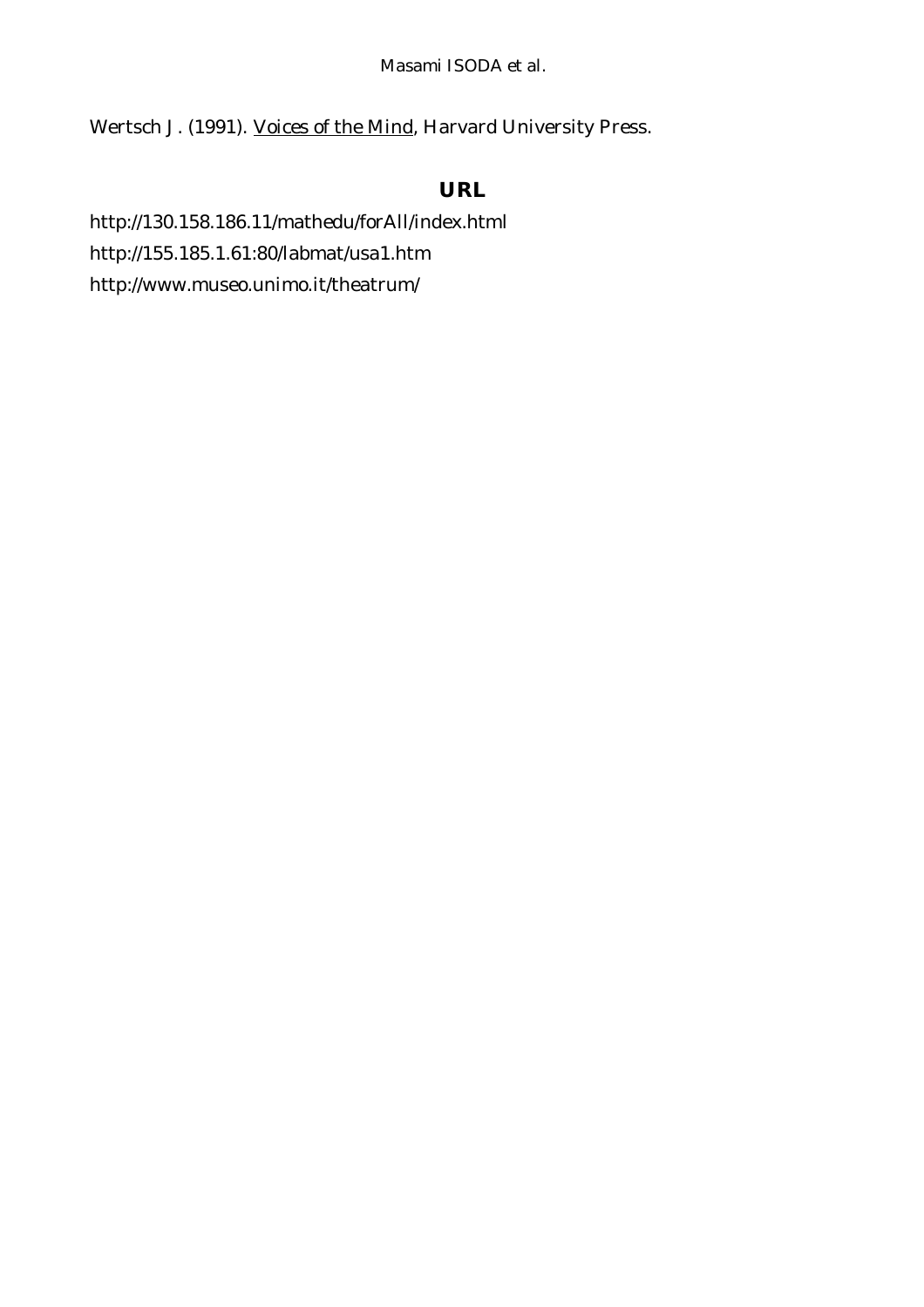Wertsch J. (1991). Voices of the Mind, Harvard University Press.

## URL

http://130.158.186.11/mathedu/forAll/index.html

http://155.185.1.61:80/labmat/usa1.htm

http://www.museo.unimo.it/theatrum/